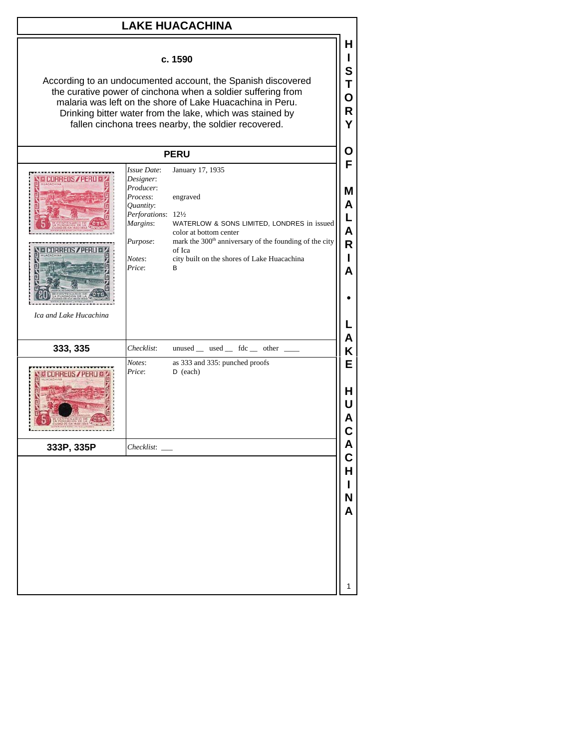# LAKE HUACACHINA

**c. 1590**

According to an undocumented account, the Spanish discovered the curative power of cinchona when a soldier suffering from malaria was left on the shore of Lake Huacachina in Peru. Drinking bitter water from the lake, which was stained by fallen cinchona trees nearby, the soldier recovered.

## PERU

*Ica and Lake Hucachina*

*Issue Date*: January 17, 1935
*Designer*:
*Producer*:
*Process*: engraved
*Quantity*:
*Perforations*: 12½
*Margins*: WATERLOW & SONS LIMITED, LONDRES in issued color at bottom center
*Purpose*: mark the 300th anniversary of the founding of the city of Ica
*Notes*: city built on the shores of Lake Huacachina
*Price*: B

**333, 335** — *Checklist*: unused __ used __ fdc __ other ____

*Notes*: as 333 and 335: punched proofs
*Price*: D (each)

**333P, 335P** — *Checklist*: ___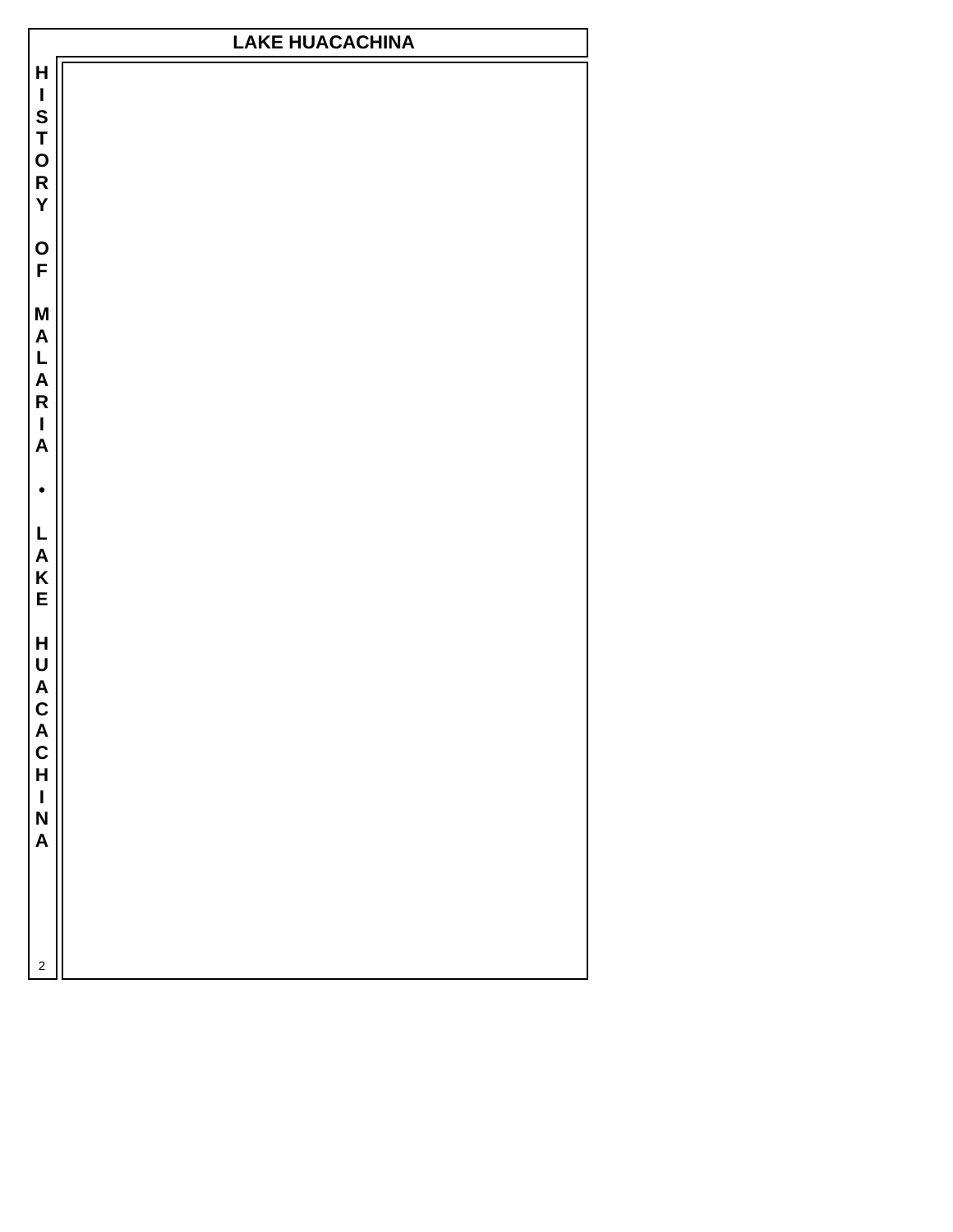# LAKE HUACACHINA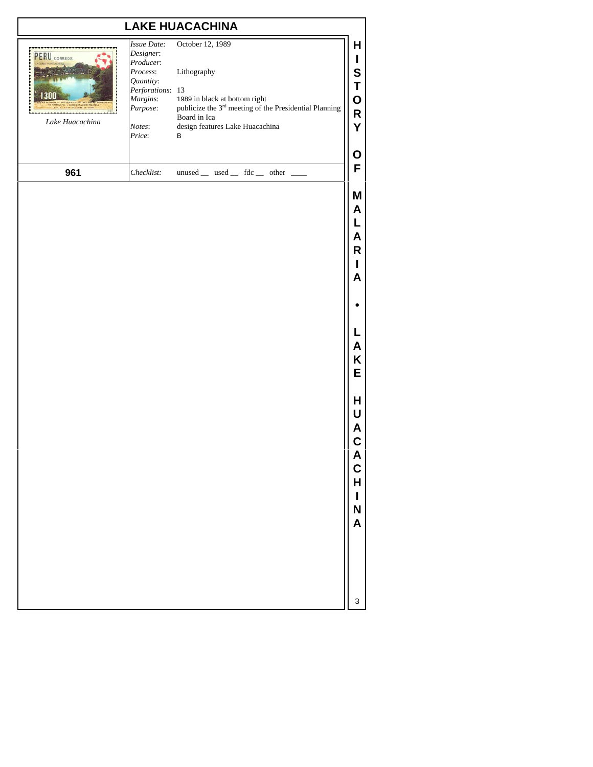## LAKE HUACACHINA

*Lake Huacachina*

**961**

| | |
|---|---|
| *Issue Date*: | October 12, 1989 |
| *Designer*: | |
| *Producer*: | |
| *Process*: | Lithography |
| *Quantity*: | |
| *Perforations*: | 13 |
| *Margins*: | 1989 in black at bottom right |
| *Purpose*: | publicize the 3rd meeting of the Presidential Planning Board in Ica |
| *Notes*: | design features Lake Huacachina |
| *Price*: | B |
| *Checklist*: | unused __ used __ fdc __ other ____ |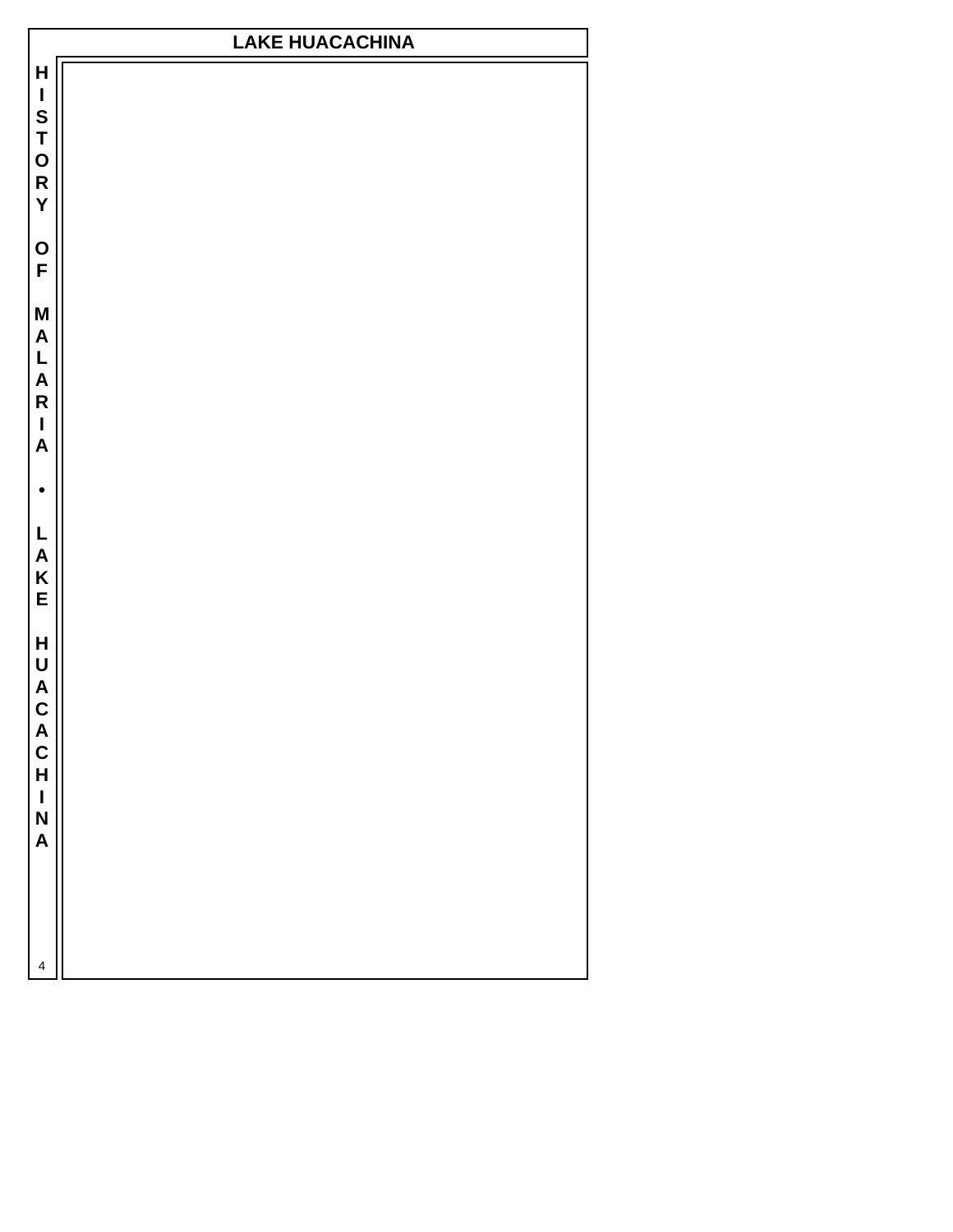# LAKE HUACACHINA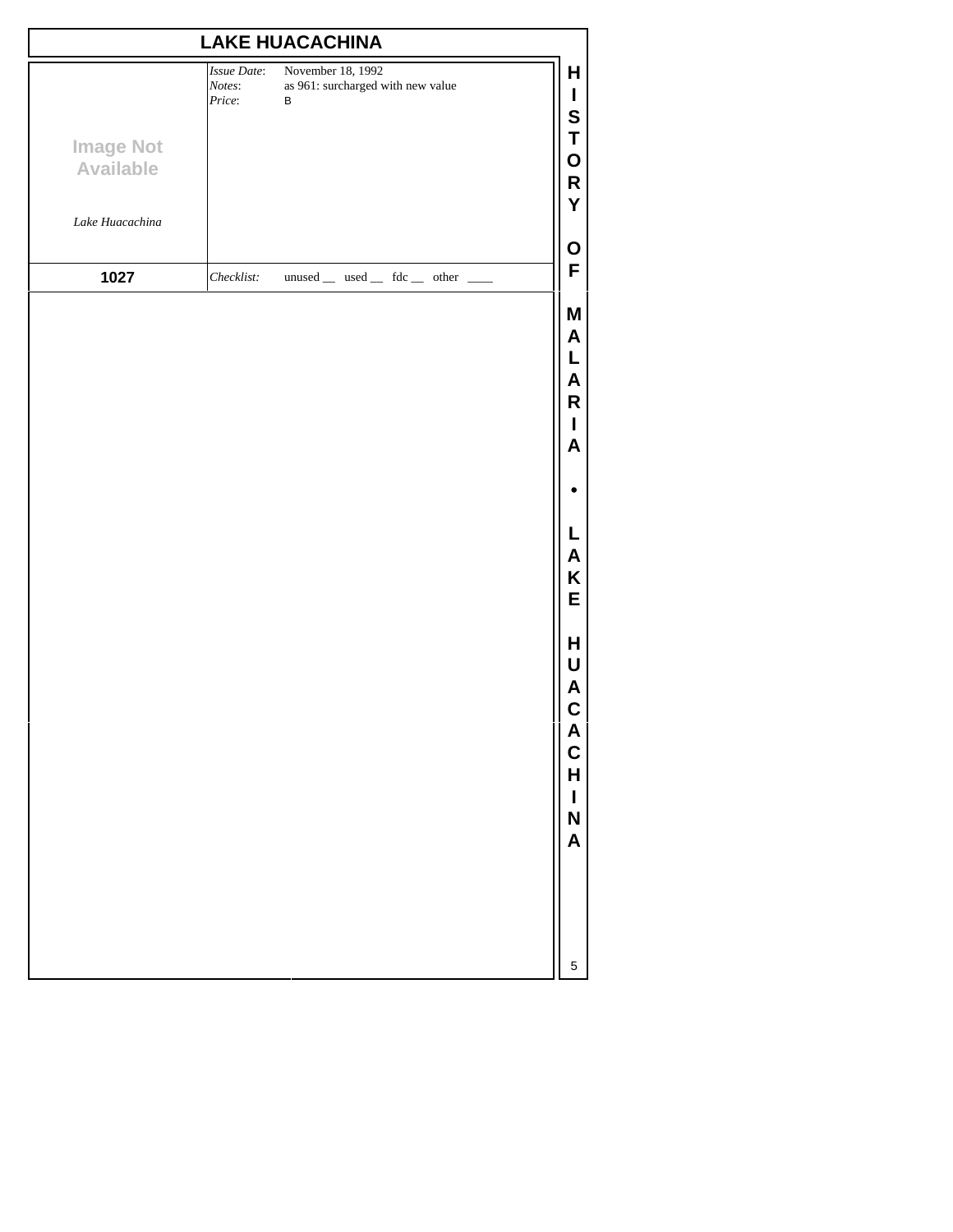# LAKE HUACACHINA

Image Not Available

*Lake Huacachina*

*Issue Date*: November 18, 1992
*Notes*: as 961: surcharged with new value
*Price*: B

**1027**

*Checklist:* unused __ used __ fdc __ other ____

HISTORY OF MALARIA • LAKE HUACACHINA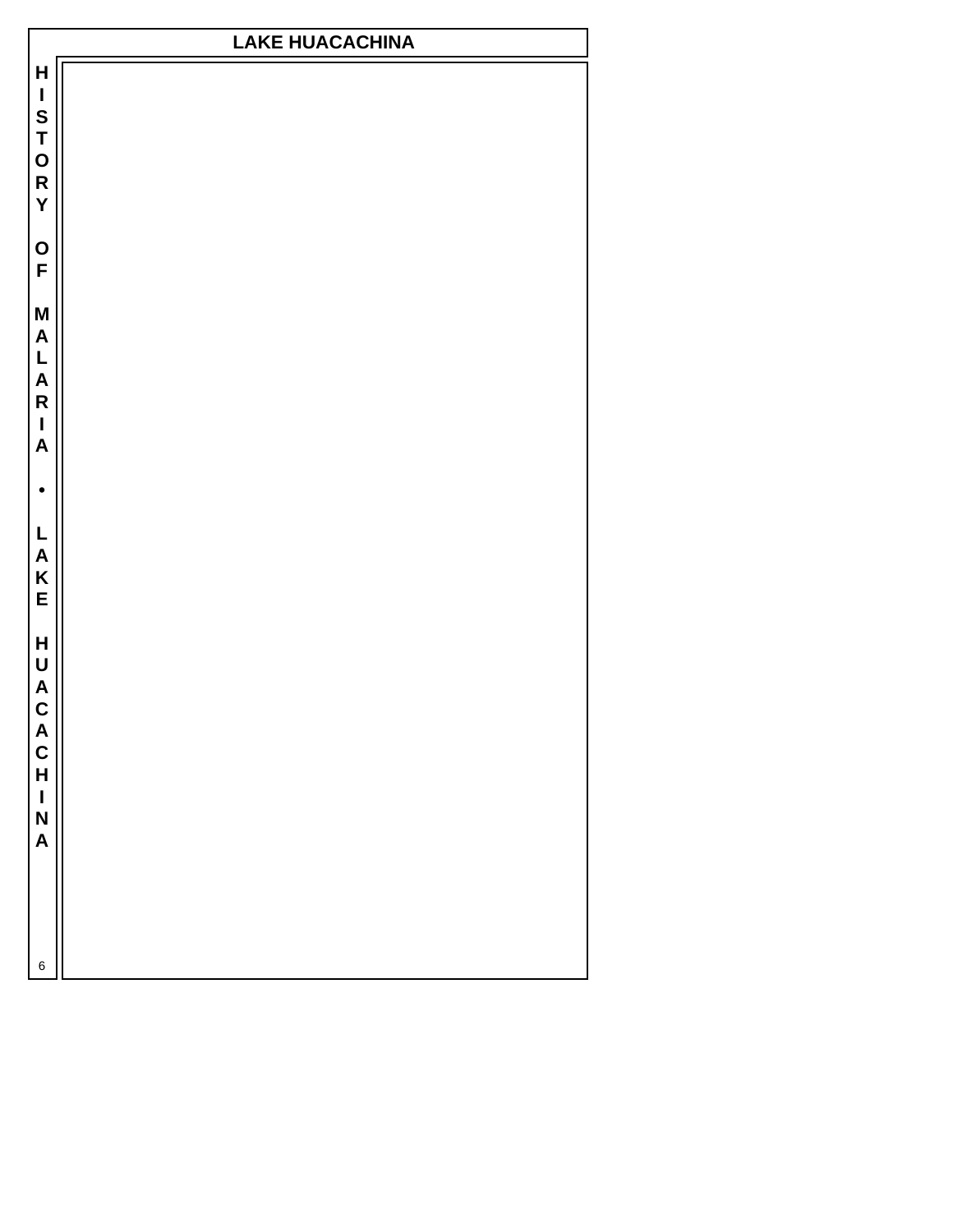## LAKE HUACACHINA